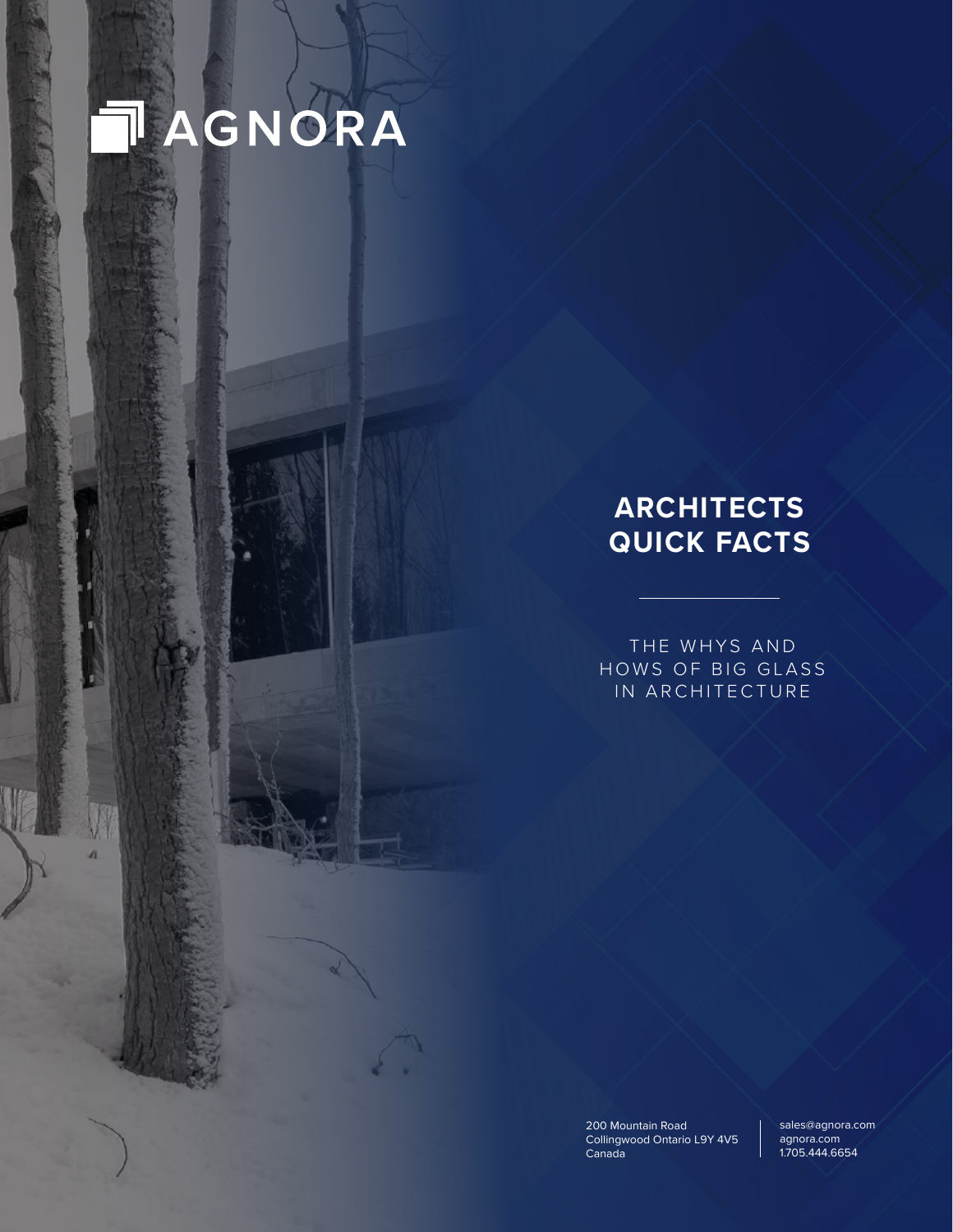# AGNORA

## ARCHITECTS QUICK FACTS

THE WHYS AND HOWS OF BIG GLASS IN ARCHITECTURE

200 Mountain Road
Collingwood Ontario L9Y 4V5
Canada

sales@agnora.com
agnora.com
1.705.444.6654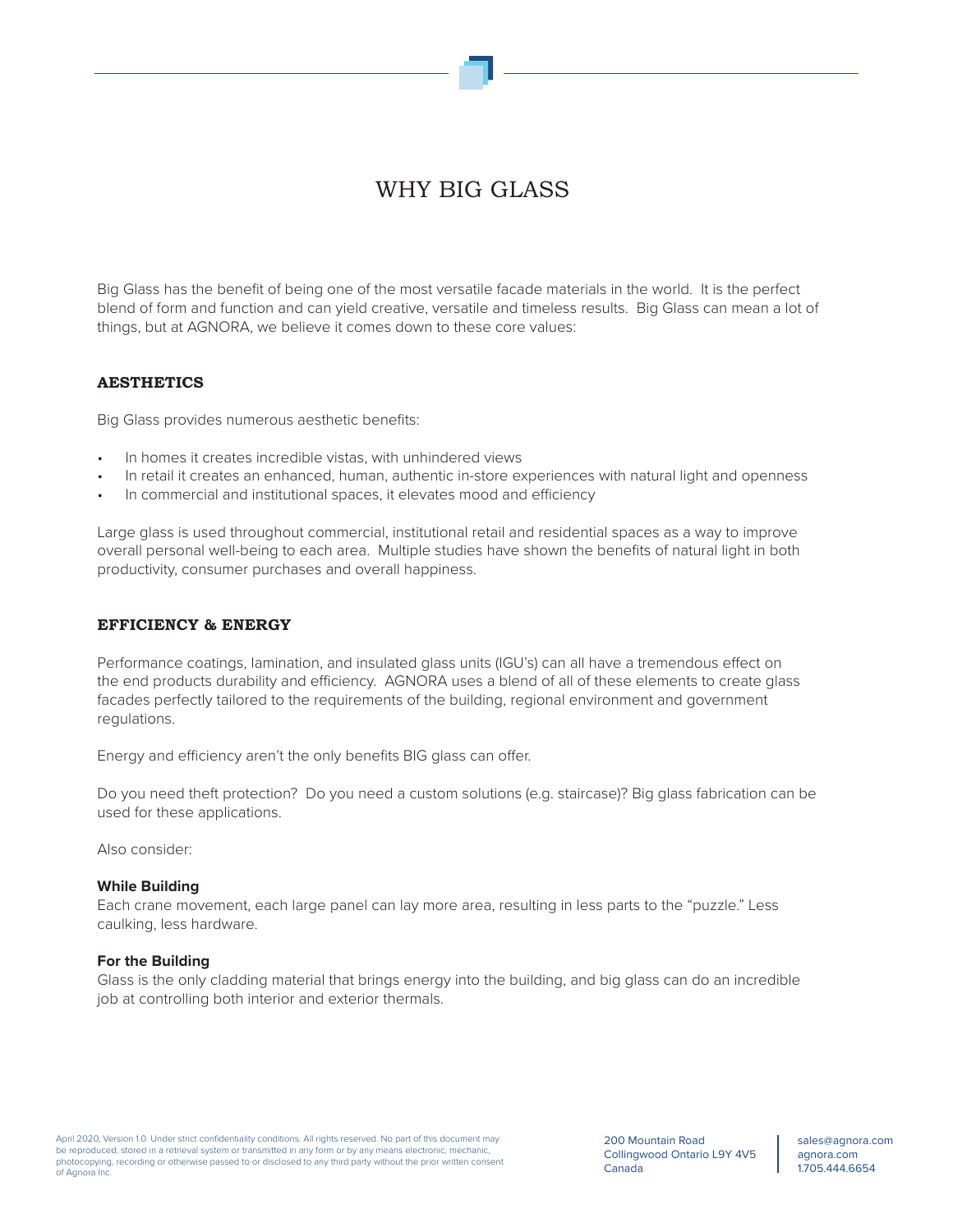# WHY BIG GLASS

Big Glass has the benefit of being one of the most versatile facade materials in the world. It is the perfect blend of form and function and can yield creative, versatile and timeless results. Big Glass can mean a lot of things, but at AGNORA, we believe it comes down to these core values:

## AESTHETICS

Big Glass provides numerous aesthetic benefits:

- In homes it creates incredible vistas, with unhindered views
- In retail it creates an enhanced, human, authentic in-store experiences with natural light and openness
- In commercial and institutional spaces, it elevates mood and efficiency

Large glass is used throughout commercial, institutional retail and residential spaces as a way to improve overall personal well-being to each area. Multiple studies have shown the benefits of natural light in both productivity, consumer purchases and overall happiness.

## EFFICIENCY & ENERGY

Performance coatings, lamination, and insulated glass units (IGU's) can all have a tremendous effect on the end products durability and efficiency. AGNORA uses a blend of all of these elements to create glass facades perfectly tailored to the requirements of the building, regional environment and government regulations.

Energy and efficiency aren't the only benefits BIG glass can offer.

Do you need theft protection? Do you need a custom solutions (e.g. staircase)? Big glass fabrication can be used for these applications.

Also consider:

**While Building**
Each crane movement, each large panel can lay more area, resulting in less parts to the "puzzle." Less caulking, less hardware.

**For the Building**
Glass is the only cladding material that brings energy into the building, and big glass can do an incredible job at controlling both interior and exterior thermals.

April 2020, Version 1.0. Under strict confidentiality conditions. All rights reserved. No part of this document may be reproduced, stored in a retrieval system or transmitted in any form or by any means electronic, mechanic, photocopying, recording or otherwise passed to or disclosed to any third party without the prior written consent of Agnora Inc.

200 Mountain Road
Collingwood Ontario L9Y 4V5
Canada

sales@agnora.com
agnora.com
1.705.444.6654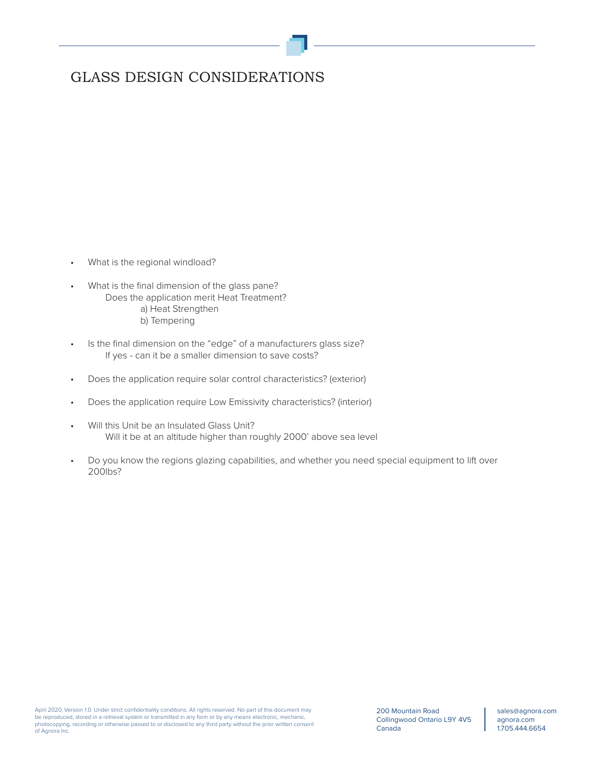# GLASS DESIGN CONSIDERATIONS

- What is the regional windload?
- What is the final dimension of the glass pane?
  - Does the application merit Heat Treatment?
    - a) Heat Strengthen
    - b) Tempering
- Is the final dimension on the "edge" of a manufacturers glass size?
  - If yes - can it be a smaller dimension to save costs?
- Does the application require solar control characteristics? (exterior)
- Does the application require Low Emissivity characteristics? (interior)
- Will this Unit be an Insulated Glass Unit?
  - Will it be at an altitude higher than roughly 2000' above sea level
- Do you know the regions glazing capabilities, and whether you need special equipment to lift over 200lbs?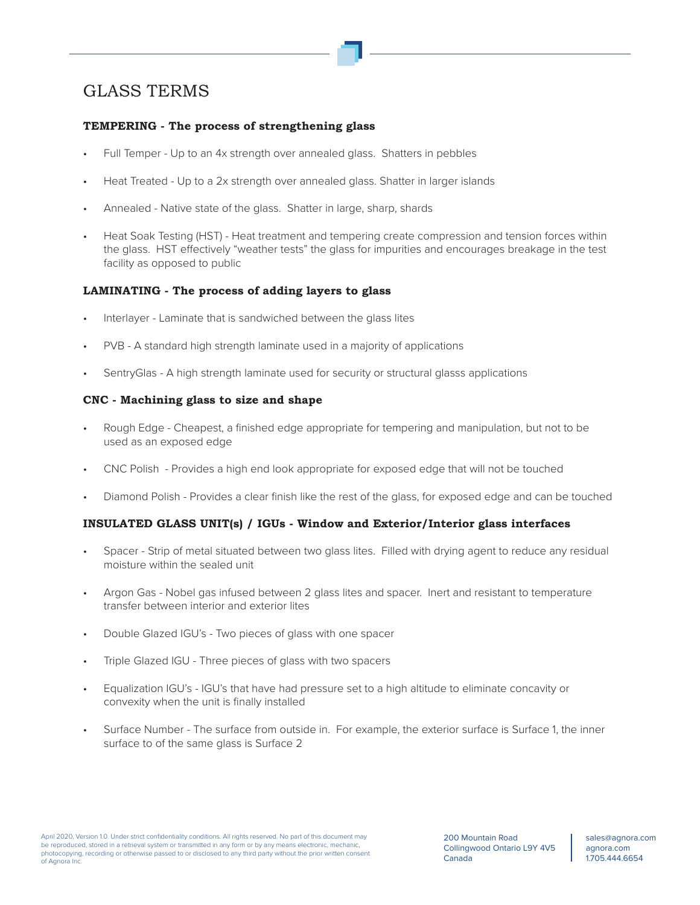# GLASS TERMS

**TEMPERING - The process of strengthening glass**

- Full Temper - Up to an 4x strength over annealed glass. Shatters in pebbles
- Heat Treated - Up to a 2x strength over annealed glass. Shatter in larger islands
- Annealed - Native state of the glass. Shatter in large, sharp, shards
- Heat Soak Testing (HST) - Heat treatment and tempering create compression and tension forces within the glass. HST effectively "weather tests" the glass for impurities and encourages breakage in the test facility as opposed to public

**LAMINATING - The process of adding layers to glass**

- Interlayer - Laminate that is sandwiched between the glass lites
- PVB - A standard high strength laminate used in a majority of applications
- SentryGlas - A high strength laminate used for security or structural glasss applications

**CNC - Machining glass to size and shape**

- Rough Edge - Cheapest, a finished edge appropriate for tempering and manipulation, but not to be used as an exposed edge
- CNC Polish - Provides a high end look appropriate for exposed edge that will not be touched
- Diamond Polish - Provides a clear finish like the rest of the glass, for exposed edge and can be touched

**INSULATED GLASS UNIT(s) / IGUs - Window and Exterior/Interior glass interfaces**

- Spacer - Strip of metal situated between two glass lites. Filled with drying agent to reduce any residual moisture within the sealed unit
- Argon Gas - Nobel gas infused between 2 glass lites and spacer. Inert and resistant to temperature transfer between interior and exterior lites
- Double Glazed IGU's - Two pieces of glass with one spacer
- Triple Glazed IGU - Three pieces of glass with two spacers
- Equalization IGU's - IGU's that have had pressure set to a high altitude to eliminate concavity or convexity when the unit is finally installed
- Surface Number - The surface from outside in. For example, the exterior surface is Surface 1, the inner surface to of the same glass is Surface 2

April 2020, Version 1.0. Under strict confidentiality conditions. All rights reserved. No part of this document may be reproduced, stored in a retrieval system or transmitted in any form or by any means electronic, mechanic, photocopying, recording or otherwise passed to or disclosed to any third party without the prior written consent of Agnora Inc.

200 Mountain Road
Collingwood Ontario L9Y 4V5
Canada

sales@agnora.com
agnora.com
1.705.444.6654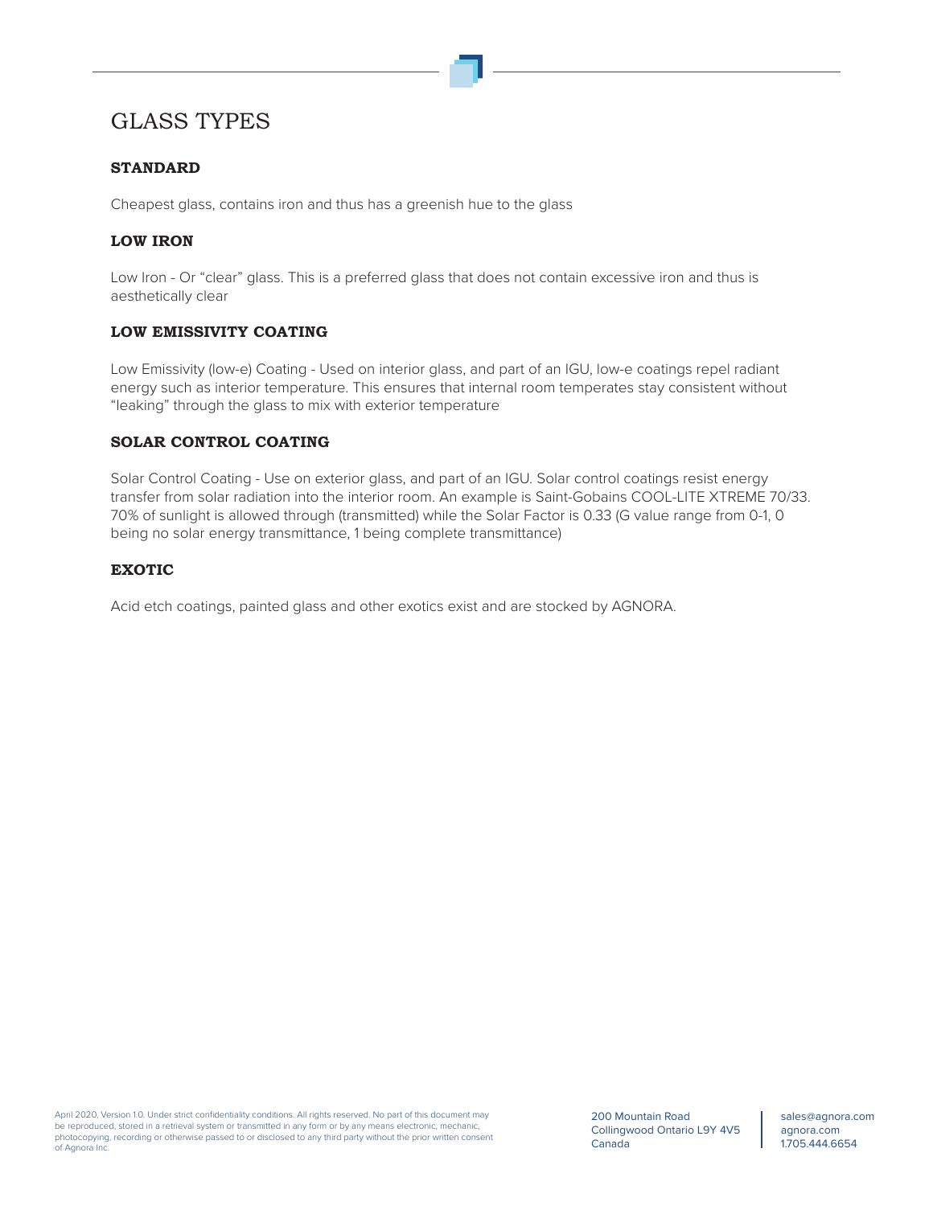# GLASS TYPES

## STANDARD

Cheapest glass, contains iron and thus has a greenish hue to the glass

## LOW IRON

Low Iron - Or “clear” glass. This is a preferred glass that does not contain excessive iron and thus is aesthetically clear

## LOW EMISSIVITY COATING

Low Emissivity (low-e) Coating - Used on interior glass, and part of an IGU, low-e coatings repel radiant energy such as interior temperature. This ensures that internal room temperates stay consistent without “leaking” through the glass to mix with exterior temperature

## SOLAR CONTROL COATING

Solar Control Coating - Use on exterior glass, and part of an IGU. Solar control coatings resist energy transfer from solar radiation into the interior room. An example is Saint-Gobains COOL-LITE XTREME 70/33. 70% of sunlight is allowed through (transmitted) while the Solar Factor is 0.33 (G value range from 0-1, 0 being no solar energy transmittance, 1 being complete transmittance)

## EXOTIC

Acid etch coatings, painted glass and other exotics exist and are stocked by AGNORA.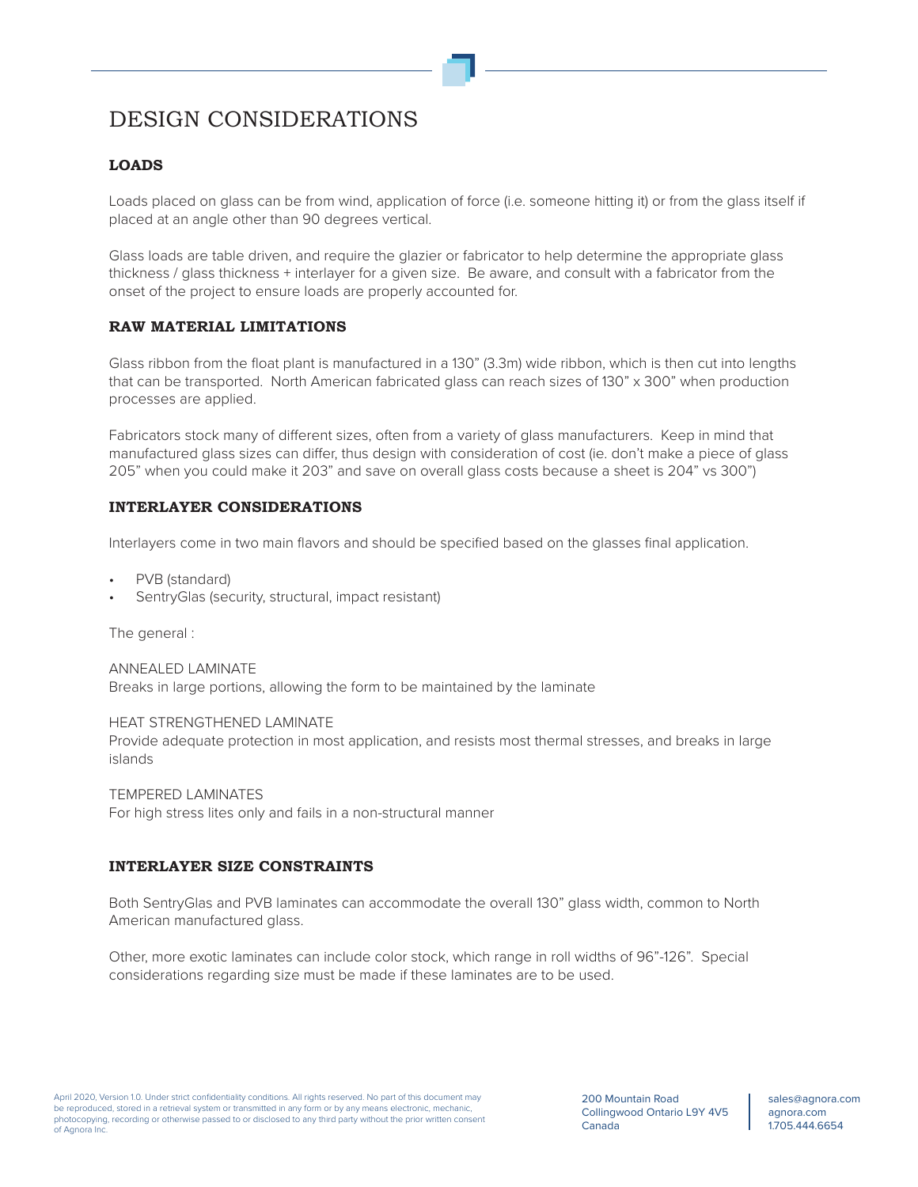# DESIGN CONSIDERATIONS

## LOADS

Loads placed on glass can be from wind, application of force (i.e. someone hitting it) or from the glass itself if placed at an angle other than 90 degrees vertical.

Glass loads are table driven, and require the glazier or fabricator to help determine the appropriate glass thickness / glass thickness + interlayer for a given size. Be aware, and consult with a fabricator from the onset of the project to ensure loads are properly accounted for.

## RAW MATERIAL LIMITATIONS

Glass ribbon from the float plant is manufactured in a 130" (3.3m) wide ribbon, which is then cut into lengths that can be transported. North American fabricated glass can reach sizes of 130" x 300" when production processes are applied.

Fabricators stock many of different sizes, often from a variety of glass manufacturers. Keep in mind that manufactured glass sizes can differ, thus design with consideration of cost (ie. don't make a piece of glass 205" when you could make it 203" and save on overall glass costs because a sheet is 204" vs 300")

## INTERLAYER CONSIDERATIONS

Interlayers come in two main flavors and should be specified based on the glasses final application.

- PVB (standard)
- SentryGlas (security, structural, impact resistant)

The general :

ANNEALED LAMINATE
Breaks in large portions, allowing the form to be maintained by the laminate

HEAT STRENGTHENED LAMINATE
Provide adequate protection in most application, and resists most thermal stresses, and breaks in large islands

TEMPERED LAMINATES
For high stress lites only and fails in a non-structural manner

## INTERLAYER SIZE CONSTRAINTS

Both SentryGlas and PVB laminates can accommodate the overall 130" glass width, common to North American manufactured glass.

Other, more exotic laminates can include color stock, which range in roll widths of 96"-126". Special considerations regarding size must be made if these laminates are to be used.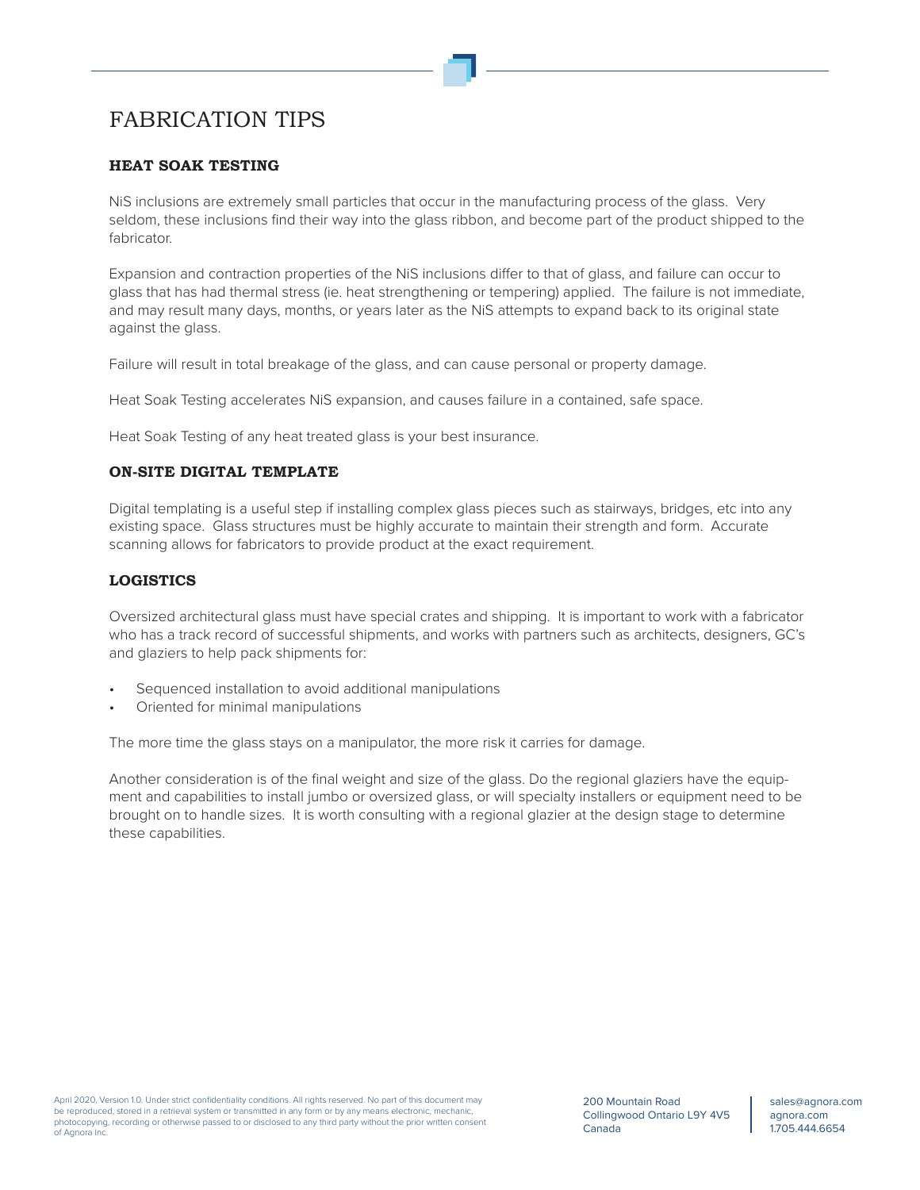# FABRICATION TIPS

## HEAT SOAK TESTING

NiS inclusions are extremely small particles that occur in the manufacturing process of the glass. Very seldom, these inclusions find their way into the glass ribbon, and become part of the product shipped to the fabricator.

Expansion and contraction properties of the NiS inclusions differ to that of glass, and failure can occur to glass that has had thermal stress (ie. heat strengthening or tempering) applied. The failure is not immediate, and may result many days, months, or years later as the NiS attempts to expand back to its original state against the glass.

Failure will result in total breakage of the glass, and can cause personal or property damage.

Heat Soak Testing accelerates NiS expansion, and causes failure in a contained, safe space.

Heat Soak Testing of any heat treated glass is your best insurance.

## ON-SITE DIGITAL TEMPLATE

Digital templating is a useful step if installing complex glass pieces such as stairways, bridges, etc into any existing space. Glass structures must be highly accurate to maintain their strength and form. Accurate scanning allows for fabricators to provide product at the exact requirement.

## LOGISTICS

Oversized architectural glass must have special crates and shipping. It is important to work with a fabricator who has a track record of successful shipments, and works with partners such as architects, designers, GC's and glaziers to help pack shipments for:

- Sequenced installation to avoid additional manipulations
- Oriented for minimal manipulations

The more time the glass stays on a manipulator, the more risk it carries for damage.

Another consideration is of the final weight and size of the glass. Do the regional glaziers have the equipment and capabilities to install jumbo or oversized glass, or will specialty installers or equipment need to be brought on to handle sizes. It is worth consulting with a regional glazier at the design stage to determine these capabilities.

April 2020, Version 1.0. Under strict confidentiality conditions. All rights reserved. No part of this document may be reproduced, stored in a retrieval system or transmitted in any form or by any means electronic, mechanic, photocopying, recording or otherwise passed to or disclosed to any third party without the prior written consent of Agnora Inc.

200 Mountain Road
Collingwood Ontario L9Y 4V5
Canada

sales@agnora.com
agnora.com
1.705.444.6654